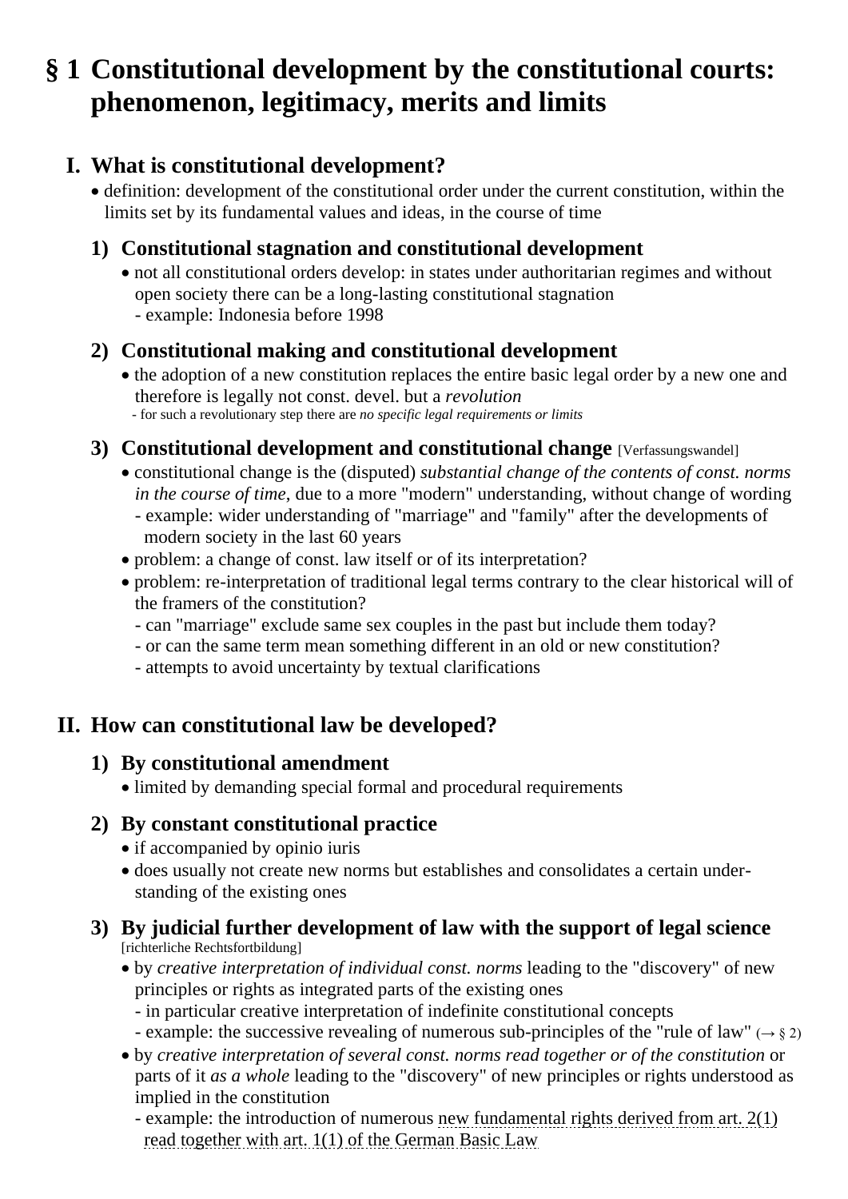# § 1 Constitutional development by the constitutional courts: phenomenon, legitimacy, merits and limits

## I. What is constitutional development?

- definition: development of the constitutional order under the current constitution, within the limits set by its fundamental values and ideas, in the course of time

### 1) Constitutional stagnation and constitutional development

- not all constitutional orders develop: in states under authoritarian regimes and without open society there can be a long-lasting constitutional stagnation
  - example: Indonesia before 1998

### 2) Constitutional making and constitutional development

- the adoption of a new constitution replaces the entire basic legal order by a new one and therefore is legally not const. devel. but a *revolution*
  - for such a revolutionary step there are *no specific legal requirements or limits*

### 3) Constitutional development and constitutional change [Verfassungswandel]

- constitutional change is the (disputed) *substantial change of the contents of const. norms in the course of time*, due to a more "modern" understanding, without change of wording
  - example: wider understanding of "marriage" and "family" after the developments of modern society in the last 60 years
- problem: a change of const. law itself or of its interpretation?
- problem: re-interpretation of traditional legal terms contrary to the clear historical will of the framers of the constitution?
  - can "marriage" exclude same sex couples in the past but include them today?
  - or can the same term mean something different in an old or new constitution?
  - attempts to avoid uncertainty by textual clarifications

## II. How can constitutional law be developed?

### 1) By constitutional amendment

- limited by demanding special formal and procedural requirements

### 2) By constant constitutional practice

- if accompanied by opinio iuris
- does usually not create new norms but establishes and consolidates a certain understanding of the existing ones

### 3) By judicial further development of law with the support of legal science [richterliche Rechtsfortbildung]

- by *creative interpretation of individual const. norms* leading to the "discovery" of new principles or rights as integrated parts of the existing ones
  - in particular creative interpretation of indefinite constitutional concepts
  - example: the successive revealing of numerous sub-principles of the "rule of law" (→ § 2)
- by *creative interpretation of several const. norms read together or of the constitution* or parts of it *as a whole* leading to the "discovery" of new principles or rights understood as implied in the constitution
  - example: the introduction of numerous new fundamental rights derived from art. 2(1) read together with art. 1(1) of the German Basic Law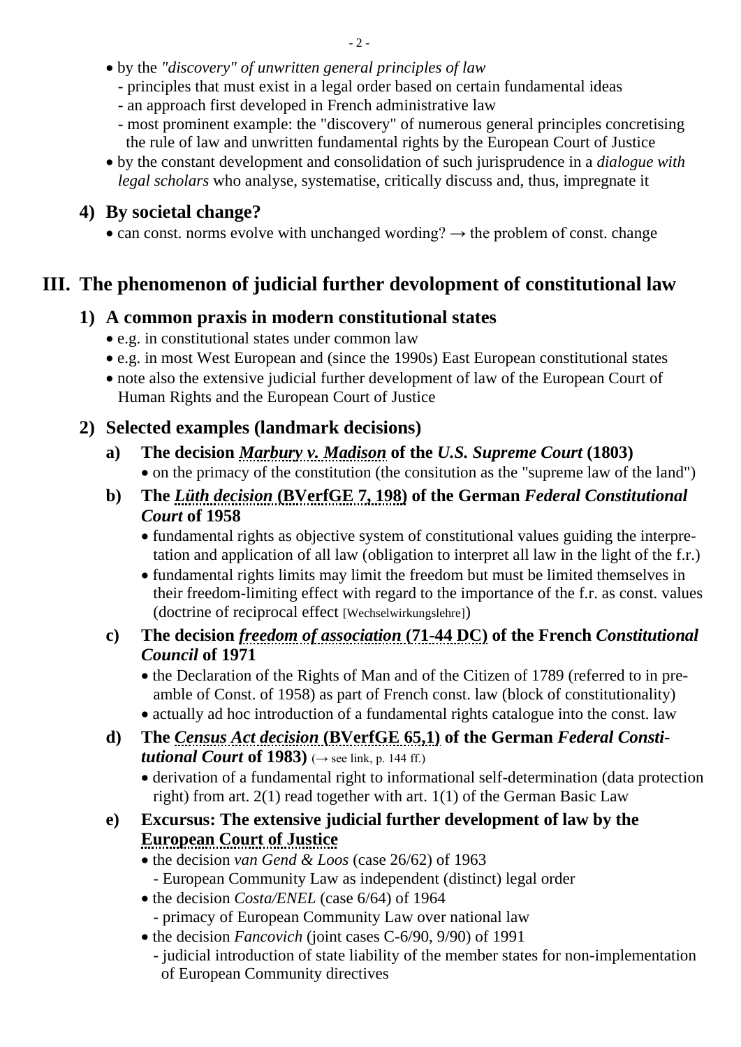- by the *"discovery" of unwritten general principles of law*
  - principles that must exist in a legal order based on certain fundamental ideas
  - an approach first developed in French administrative law
  - most prominent example: the "discovery" of numerous general principles concretising the rule of law and unwritten fundamental rights by the European Court of Justice
- by the constant development and consolidation of such jurisprudence in a *dialogue with legal scholars* who analyse, systematise, critically discuss and, thus, impregnate it

### 4) By societal change?

- can const. norms evolve with unchanged wording? → the problem of const. change

## III. The phenomenon of judicial further devolopment of constitutional law

### 1) A common praxis in modern constitutional states

- e.g. in constitutional states under common law
- e.g. in most West European and (since the 1990s) East European constitutional states
- note also the extensive judicial further development of law of the European Court of Human Rights and the European Court of Justice

### 2) Selected examples (landmark decisions)

#### a) The decision *Marbury v. Madison* of the *U.S. Supreme Court* (1803)

- on the primacy of the consitution (the consitution as the "supreme law of the land")

#### b) The *Lüth decision* (BVerfGE 7, 198) of the German *Federal Constitutional Court* of 1958

- fundamental rights as objective system of constitutional values guiding the interpretation and application of all law (obligation to interpret all law in the light of the f.r.)
- fundamental rights limits may limit the freedom but must be limited themselves in their freedom-limiting effect with regard to the importance of the f.r. as const. values (doctrine of reciprocal effect [Wechselwirkungslehre])

#### c) The decision *freedom of association* (71-44 DC) of the French *Constitutional Council* of 1971

- the Declaration of the Rights of Man and of the Citizen of 1789 (referred to in preamble of Const. of 1958) as part of French const. law (block of constitutionality)
- actually ad hoc introduction of a fundamental rights catalogue into the const. law

#### d) The *Census Act decision* (BVerfGE 65,1) of the German *Federal Constitutional Court* of 1983) (→ see link, p. 144 ff.)

- derivation of a fundamental right to informational self-determination (data protection right) from art. 2(1) read together with art. 1(1) of the German Basic Law

#### e) Excursus: The extensive judicial further development of law by the European Court of Justice

- the decision *van Gend & Loos* (case 26/62) of 1963
  - European Community Law as independent (distinct) legal order
- the decision *Costa/ENEL* (case 6/64) of 1964
  - primacy of European Community Law over national law
- the decision *Fancovich* (joint cases C-6/90, 9/90) of 1991
  - judicial introduction of state liability of the member states for non-implementation of European Community directives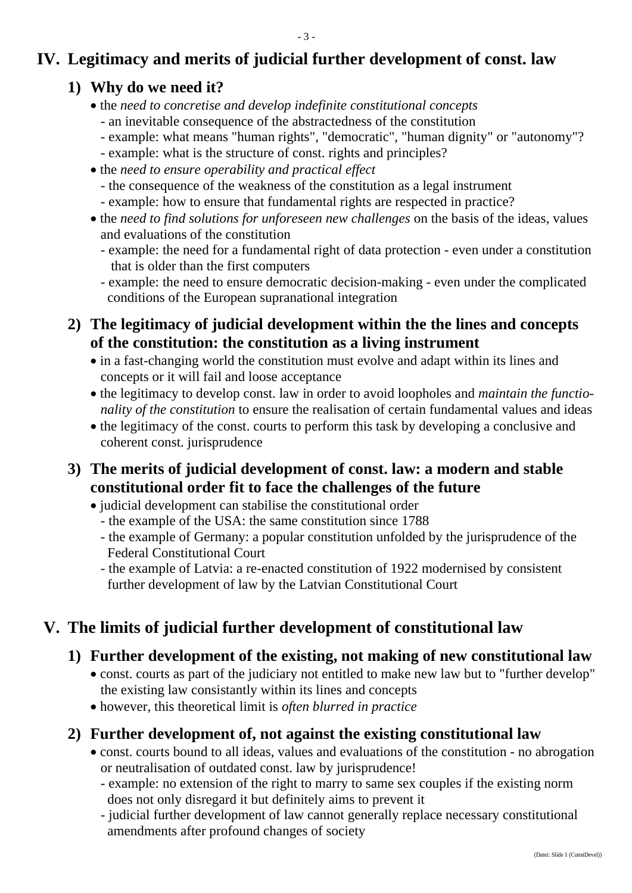## IV. Legitimacy and merits of judicial further development of const. law

### 1) Why do we need it?

- the *need to concretise and develop indefinite constitutional concepts*
  - an inevitable consequence of the abstractedness of the constitution
  - example: what means "human rights", "democratic", "human dignity" or "autonomy"?
  - example: what is the structure of const. rights and principles?
- the *need to ensure operability and practical effect*
  - the consequence of the weakness of the constitution as a legal instrument
  - example: how to ensure that fundamental rights are respected in practice?
- the *need to find solutions for unforeseen new challenges* on the basis of the ideas, values and evaluations of the constitution
  - example: the need for a fundamental right of data protection - even under a constitution that is older than the first computers
  - example: the need to ensure democratic decision-making - even under the complicated conditions of the European supranational integration

### 2) The legitimacy of judicial development within the the lines and concepts of the constitution: the constitution as a living instrument

- in a fast-changing world the constitution must evolve and adapt within its lines and concepts or it will fail and loose acceptance
- the legitimacy to develop const. law in order to avoid loopholes and *maintain the functionality of the constitution* to ensure the realisation of certain fundamental values and ideas
- the legitimacy of the const. courts to perform this task by developing a conclusive and coherent const. jurisprudence

### 3) The merits of judicial development of const. law: a modern and stable constitutional order fit to face the challenges of the future

- judicial development can stabilise the constitutional order
  - the example of the USA: the same constitution since 1788
  - the example of Germany: a popular constitution unfolded by the jurisprudence of the Federal Constitutional Court
  - the example of Latvia: a re-enacted constitution of 1922 modernised by consistent further development of law by the Latvian Constitutional Court

## V. The limits of judicial further development of constitutional law

### 1) Further development of the existing, not making of new constitutional law

- const. courts as part of the judiciary not entitled to make new law but to "further develop" the existing law consistantly within its lines and concepts
- however, this theoretical limit is *often blurred in practice*

### 2) Further development of, not against the existing constitutional law

- const. courts bound to all ideas, values and evaluations of the constitution - no abrogation or neutralisation of outdated const. law by jurisprudence!
  - example: no extension of the right to marry to same sex couples if the existing norm does not only disregard it but definitely aims to prevent it
  - judicial further development of law cannot generally replace necessary constitutional amendments after profound changes of society